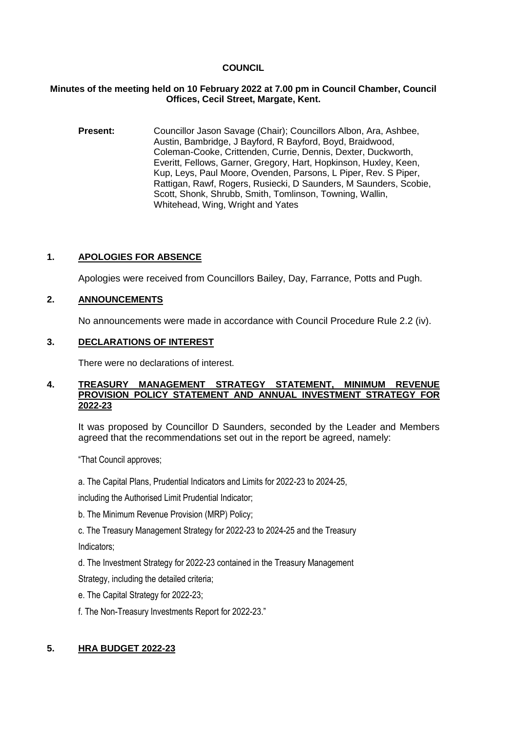# COUNCIL

**Minutes of the meeting held on 10 February 2022 at 7.00 pm in Council Chamber, Council Offices, Cecil Street, Margate, Kent.**

**Present:** Councillor Jason Savage (Chair); Councillors Albon, Ara, Ashbee, Austin, Bambridge, J Bayford, R Bayford, Boyd, Braidwood, Coleman-Cooke, Crittenden, Currie, Dennis, Dexter, Duckworth, Everitt, Fellows, Garner, Gregory, Hart, Hopkinson, Huxley, Keen, Kup, Leys, Paul Moore, Ovenden, Parsons, L Piper, Rev. S Piper, Rattigan, Rawf, Rogers, Rusiecki, D Saunders, M Saunders, Scobie, Scott, Shonk, Shrubb, Smith, Tomlinson, Towning, Wallin, Whitehead, Wing, Wright and Yates

## 1. APOLOGIES FOR ABSENCE

Apologies were received from Councillors Bailey, Day, Farrance, Potts and Pugh.

## 2. ANNOUNCEMENTS

No announcements were made in accordance with Council Procedure Rule 2.2 (iv).

## 3. DECLARATIONS OF INTEREST

There were no declarations of interest.

## 4. TREASURY MANAGEMENT STRATEGY STATEMENT, MINIMUM REVENUE PROVISION POLICY STATEMENT AND ANNUAL INVESTMENT STRATEGY FOR 2022-23

It was proposed by Councillor D Saunders, seconded by the Leader and Members agreed that the recommendations set out in the report be agreed, namely:

"That Council approves;

a. The Capital Plans, Prudential Indicators and Limits for 2022-23 to 2024-25, including the Authorised Limit Prudential Indicator;

b. The Minimum Revenue Provision (MRP) Policy;

c. The Treasury Management Strategy for 2022-23 to 2024-25 and the Treasury Indicators;

d. The Investment Strategy for 2022-23 contained in the Treasury Management Strategy, including the detailed criteria;

e. The Capital Strategy for 2022-23;

f. The Non-Treasury Investments Report for 2022-23."

## 5. HRA BUDGET 2022-23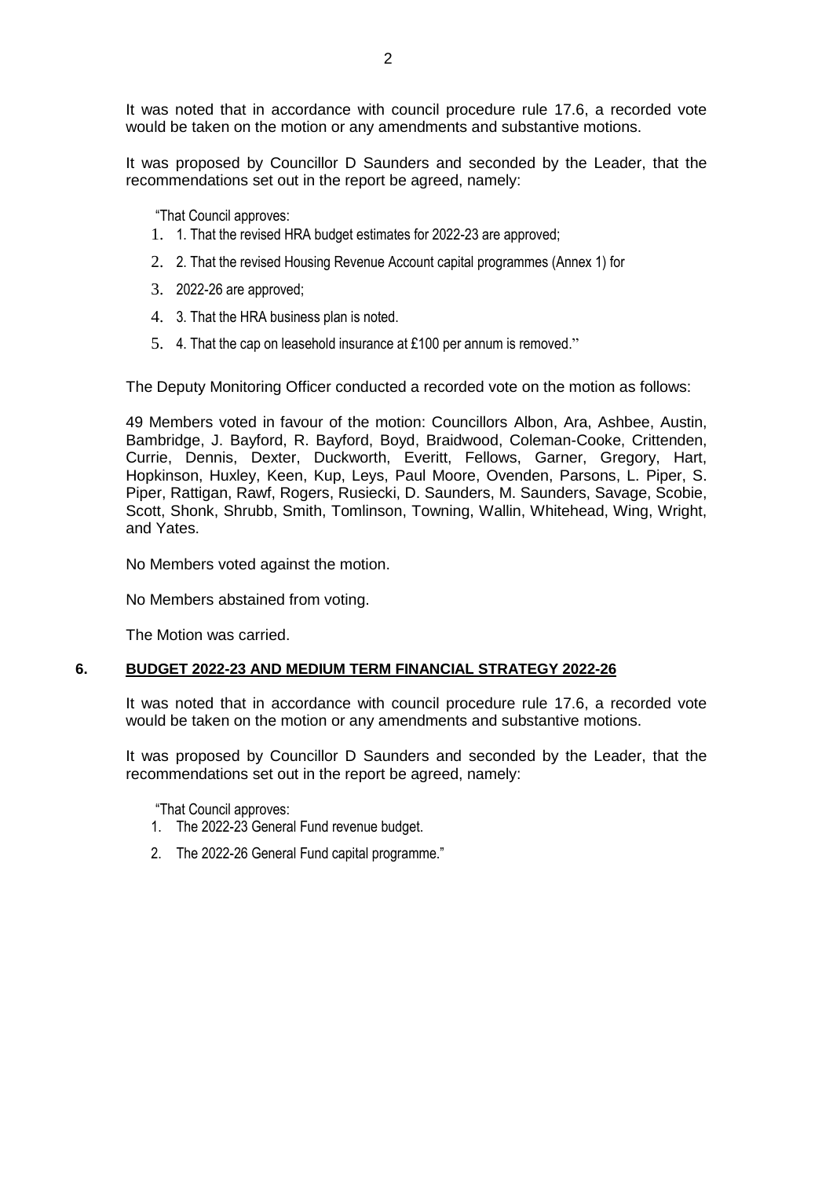It was noted that in accordance with council procedure rule 17.6, a recorded vote would be taken on the motion or any amendments and substantive motions.

It was proposed by Councillor D Saunders and seconded by the Leader, that the recommendations set out in the report be agreed, namely:

"That Council approves:

1. 1. That the revised HRA budget estimates for 2022-23 are approved;
2. 2. That the revised Housing Revenue Account capital programmes (Annex 1) for
3. 2022-26 are approved;
4. 3. That the HRA business plan is noted.
5. 4. That the cap on leasehold insurance at £100 per annum is removed."

The Deputy Monitoring Officer conducted a recorded vote on the motion as follows:

49 Members voted in favour of the motion: Councillors Albon, Ara, Ashbee, Austin, Bambridge, J. Bayford, R. Bayford, Boyd, Braidwood, Coleman-Cooke, Crittenden, Currie, Dennis, Dexter, Duckworth, Everitt, Fellows, Garner, Gregory, Hart, Hopkinson, Huxley, Keen, Kup, Leys, Paul Moore, Ovenden, Parsons, L. Piper, S. Piper, Rattigan, Rawf, Rogers, Rusiecki, D. Saunders, M. Saunders, Savage, Scobie, Scott, Shonk, Shrubb, Smith, Tomlinson, Towning, Wallin, Whitehead, Wing, Wright, and Yates.

No Members voted against the motion.

No Members abstained from voting.

The Motion was carried.

## 6. BUDGET 2022-23 AND MEDIUM TERM FINANCIAL STRATEGY 2022-26

It was noted that in accordance with council procedure rule 17.6, a recorded vote would be taken on the motion or any amendments and substantive motions.

It was proposed by Councillor D Saunders and seconded by the Leader, that the recommendations set out in the report be agreed, namely:

"That Council approves:

1. The 2022-23 General Fund revenue budget.
2. The 2022-26 General Fund capital programme."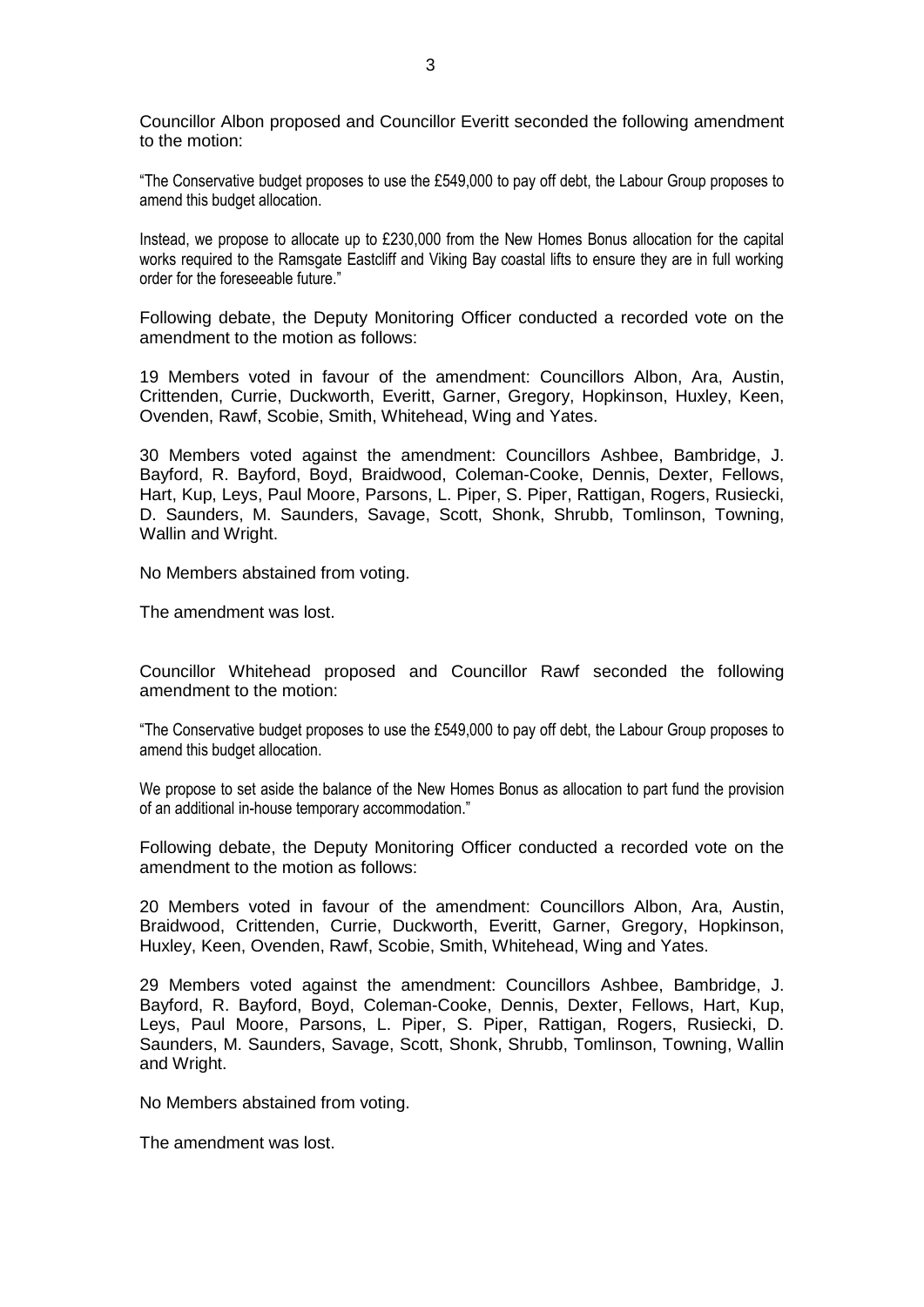Councillor Albon proposed and Councillor Everitt seconded the following amendment to the motion:

"The Conservative budget proposes to use the £549,000 to pay off debt, the Labour Group proposes to amend this budget allocation.

Instead, we propose to allocate up to £230,000 from the New Homes Bonus allocation for the capital works required to the Ramsgate Eastcliff and Viking Bay coastal lifts to ensure they are in full working order for the foreseeable future."

Following debate, the Deputy Monitoring Officer conducted a recorded vote on the amendment to the motion as follows:

19 Members voted in favour of the amendment: Councillors Albon, Ara, Austin, Crittenden, Currie, Duckworth, Everitt, Garner, Gregory, Hopkinson, Huxley, Keen, Ovenden, Rawf, Scobie, Smith, Whitehead, Wing and Yates.

30 Members voted against the amendment: Councillors Ashbee, Bambridge, J. Bayford, R. Bayford, Boyd, Braidwood, Coleman-Cooke, Dennis, Dexter, Fellows, Hart, Kup, Leys, Paul Moore, Parsons, L. Piper, S. Piper, Rattigan, Rogers, Rusiecki, D. Saunders, M. Saunders, Savage, Scott, Shonk, Shrubb, Tomlinson, Towning, Wallin and Wright.

No Members abstained from voting.

The amendment was lost.

Councillor Whitehead proposed and Councillor Rawf seconded the following amendment to the motion:

"The Conservative budget proposes to use the £549,000 to pay off debt, the Labour Group proposes to amend this budget allocation.

We propose to set aside the balance of the New Homes Bonus as allocation to part fund the provision of an additional in-house temporary accommodation."

Following debate, the Deputy Monitoring Officer conducted a recorded vote on the amendment to the motion as follows:

20 Members voted in favour of the amendment: Councillors Albon, Ara, Austin, Braidwood, Crittenden, Currie, Duckworth, Everitt, Garner, Gregory, Hopkinson, Huxley, Keen, Ovenden, Rawf, Scobie, Smith, Whitehead, Wing and Yates.

29 Members voted against the amendment: Councillors Ashbee, Bambridge, J. Bayford, R. Bayford, Boyd, Coleman-Cooke, Dennis, Dexter, Fellows, Hart, Kup, Leys, Paul Moore, Parsons, L. Piper, S. Piper, Rattigan, Rogers, Rusiecki, D. Saunders, M. Saunders, Savage, Scott, Shonk, Shrubb, Tomlinson, Towning, Wallin and Wright.

No Members abstained from voting.

The amendment was lost.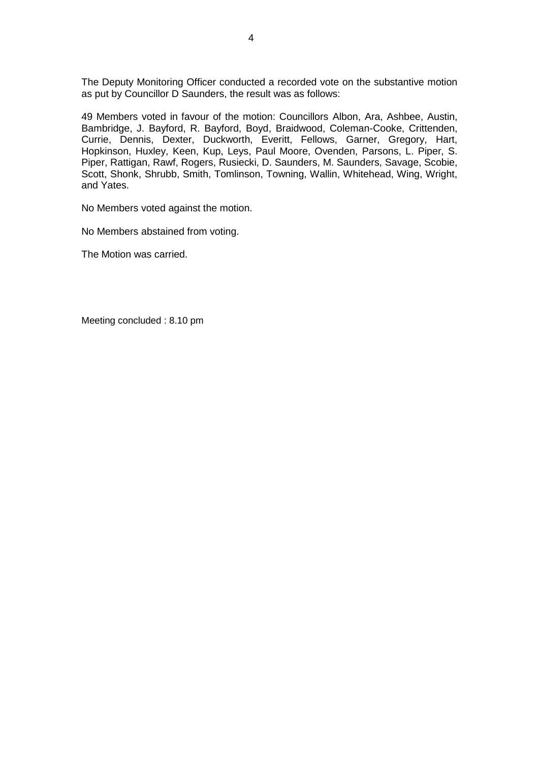The Deputy Monitoring Officer conducted a recorded vote on the substantive motion as put by Councillor D Saunders, the result was as follows:

49 Members voted in favour of the motion: Councillors Albon, Ara, Ashbee, Austin, Bambridge, J. Bayford, R. Bayford, Boyd, Braidwood, Coleman-Cooke, Crittenden, Currie, Dennis, Dexter, Duckworth, Everitt, Fellows, Garner, Gregory, Hart, Hopkinson, Huxley, Keen, Kup, Leys, Paul Moore, Ovenden, Parsons, L. Piper, S. Piper, Rattigan, Rawf, Rogers, Rusiecki, D. Saunders, M. Saunders, Savage, Scobie, Scott, Shonk, Shrubb, Smith, Tomlinson, Towning, Wallin, Whitehead, Wing, Wright, and Yates.

No Members voted against the motion.

No Members abstained from voting.

The Motion was carried.

Meeting concluded : 8.10 pm